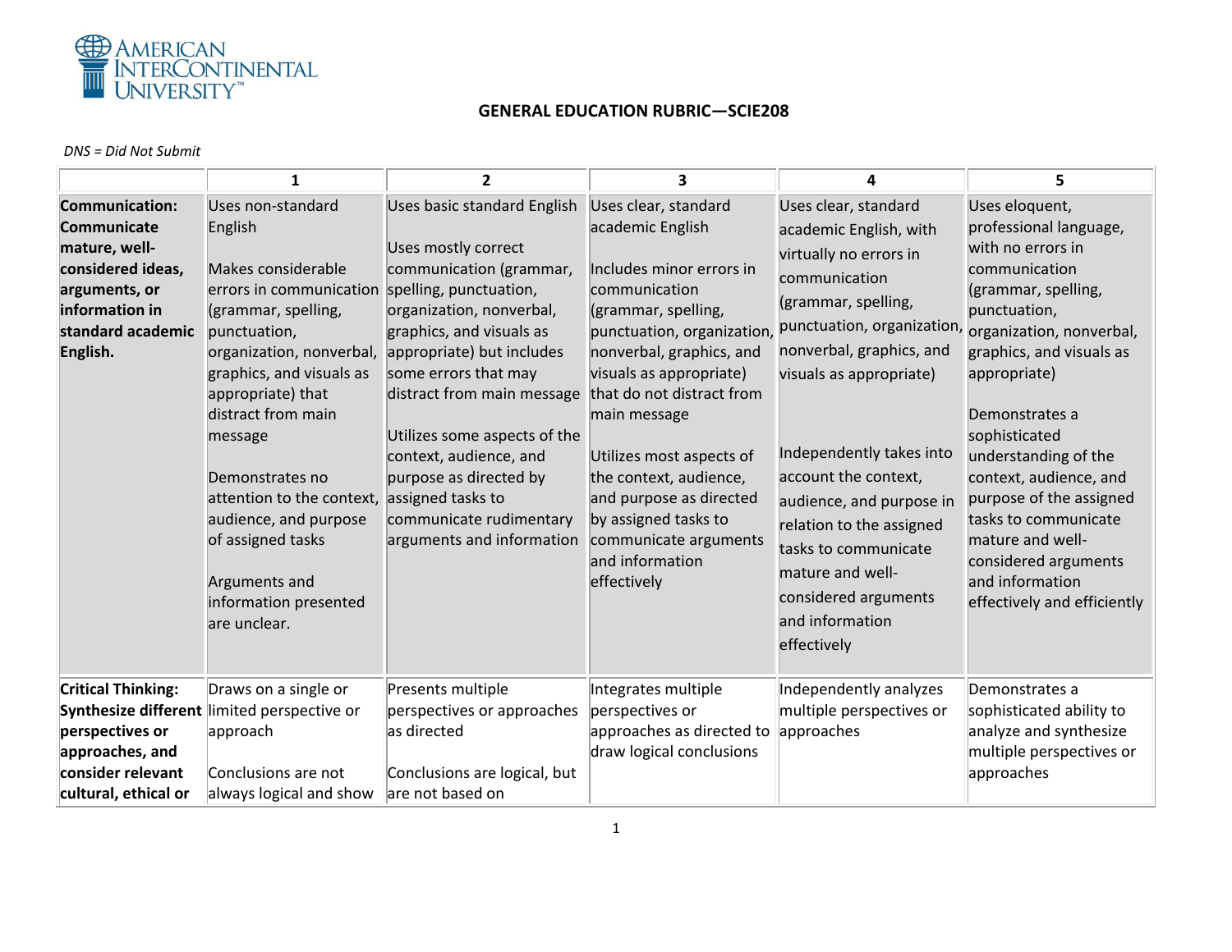## GENERAL EDUCATION RUBRIC—SCIE208

*DNS = Did Not Submit*

| | 1 | 2 | 3 | 4 | 5 |
|---|---|---|---|---|---|
| **Communication: Communicate mature, well-considered ideas, arguments, or information in standard academic English.** | Uses non-standard English<br><br>Makes considerable errors in communication (grammar, spelling, punctuation, organization, nonverbal, graphics, and visuals as appropriate) that distract from main message<br><br>Demonstrates no attention to the context, audience, and purpose of assigned tasks<br><br>Arguments and information presented are unclear. | Uses basic standard English<br><br>Uses mostly correct communication (grammar, spelling, punctuation, organization, nonverbal, graphics, and visuals as appropriate) but includes some errors that may distract from main message<br><br>Utilizes some aspects of the context, audience, and purpose as directed by assigned tasks to communicate rudimentary arguments and information | Uses clear, standard academic English<br><br>Includes minor errors in communication (grammar, spelling, punctuation, organization, nonverbal, graphics, and visuals as appropriate) that do not distract from main message<br><br>Utilizes most aspects of the context, audience, and purpose as directed by assigned tasks to communicate arguments and information effectively | Uses clear, standard academic English, with virtually no errors in communication (grammar, spelling, punctuation, organization, nonverbal, graphics, and visuals as appropriate)<br><br>Independently takes into account the context, audience, and purpose in relation to the assigned tasks to communicate mature and well-considered arguments and information effectively | Uses eloquent, professional language, with no errors in communication (grammar, spelling, punctuation, organization, nonverbal, graphics, and visuals as appropriate)<br><br>Demonstrates a sophisticated understanding of the context, audience, and purpose of the assigned tasks to communicate mature and well-considered arguments and information effectively and efficiently |
| **Critical Thinking: Synthesize different perspectives or approaches, and consider relevant cultural, ethical or** | Draws on a single or limited perspective or approach<br><br>Conclusions are not always logical and show | Presents multiple perspectives or approaches as directed<br><br>Conclusions are logical, but are not based on | Integrates multiple perspectives or approaches as directed to draw logical conclusions | Independently analyzes multiple perspectives or approaches | Demonstrates a sophisticated ability to analyze and synthesize multiple perspectives or approaches |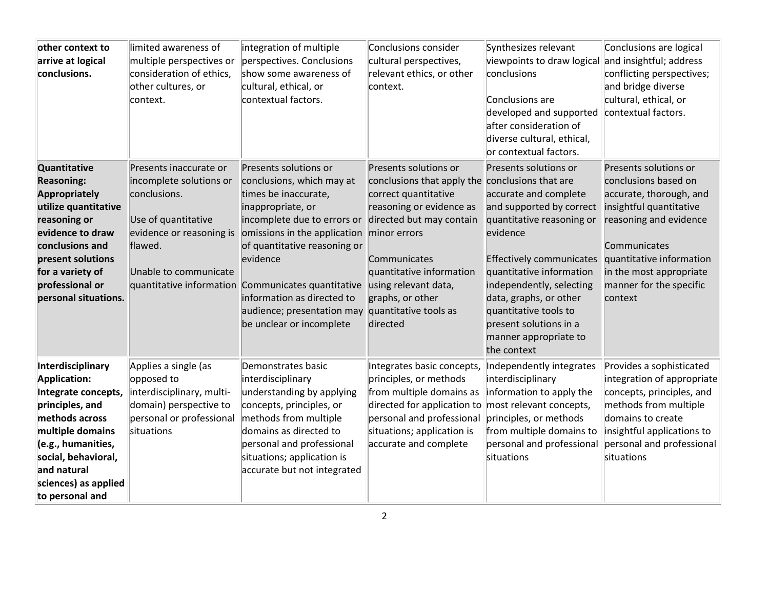| | | | | | |
|---|---|---|---|---|---|
| **other context to arrive at logical conclusions.** | limited awareness of multiple perspectives or consideration of ethics, other cultures, or context. | integration of multiple perspectives. Conclusions show some awareness of cultural, ethical, or contextual factors. | Conclusions consider cultural perspectives, relevant ethics, or other context. | Synthesizes relevant viewpoints to draw logical conclusions<br><br>Conclusions are developed and supported after consideration of diverse cultural, ethical, or contextual factors. | Conclusions are logical and insightful; address conflicting perspectives; and bridge diverse cultural, ethical, or contextual factors. |
| **Quantitative Reasoning: Appropriately utilize quantitative reasoning or evidence to draw conclusions and present solutions for a variety of professional or personal situations.** | Presents inaccurate or incomplete solutions or conclusions.<br><br>Use of quantitative evidence or reasoning is flawed.<br><br>Unable to communicate quantitative information | Presents solutions or conclusions, which may at times be inaccurate, inappropriate, or incomplete due to errors or omissions in the application of quantitative reasoning or evidence<br><br>Communicates quantitative information as directed to audience; presentation may be unclear or incomplete | Presents solutions or conclusions that apply the correct quantitative reasoning or evidence as directed but may contain minor errors<br><br>Communicates quantitative information using relevant data, graphs, or other quantitative tools as directed | Presents solutions or conclusions that are accurate and complete and supported by correct quantitative reasoning or evidence<br><br>Effectively communicates quantitative information independently, selecting data, graphs, or other quantitative tools to present solutions in a manner appropriate to the context | Presents solutions or conclusions based on accurate, thorough, and insightful quantitative reasoning and evidence<br><br>Communicates quantitative information in the most appropriate manner for the specific context |
| **Interdisciplinary Application: Integrate concepts, principles, and methods across multiple domains (e.g., humanities, social, behavioral, and natural sciences) as applied to personal and** | Applies a single (as opposed to interdisciplinary, multi-domain) perspective to personal or professional situations | Demonstrates basic interdisciplinary understanding by applying concepts, principles, or methods from multiple domains as directed to personal and professional situations; application is accurate but not integrated | Integrates basic concepts, principles, or methods from multiple domains as directed for application to personal and professional situations; application is accurate and complete | Independently integrates interdisciplinary information to apply the most relevant concepts, principles, or methods from multiple domains to personal and professional situations | Provides a sophisticated integration of appropriate concepts, principles, and methods from multiple domains to create insightful applications to personal and professional situations |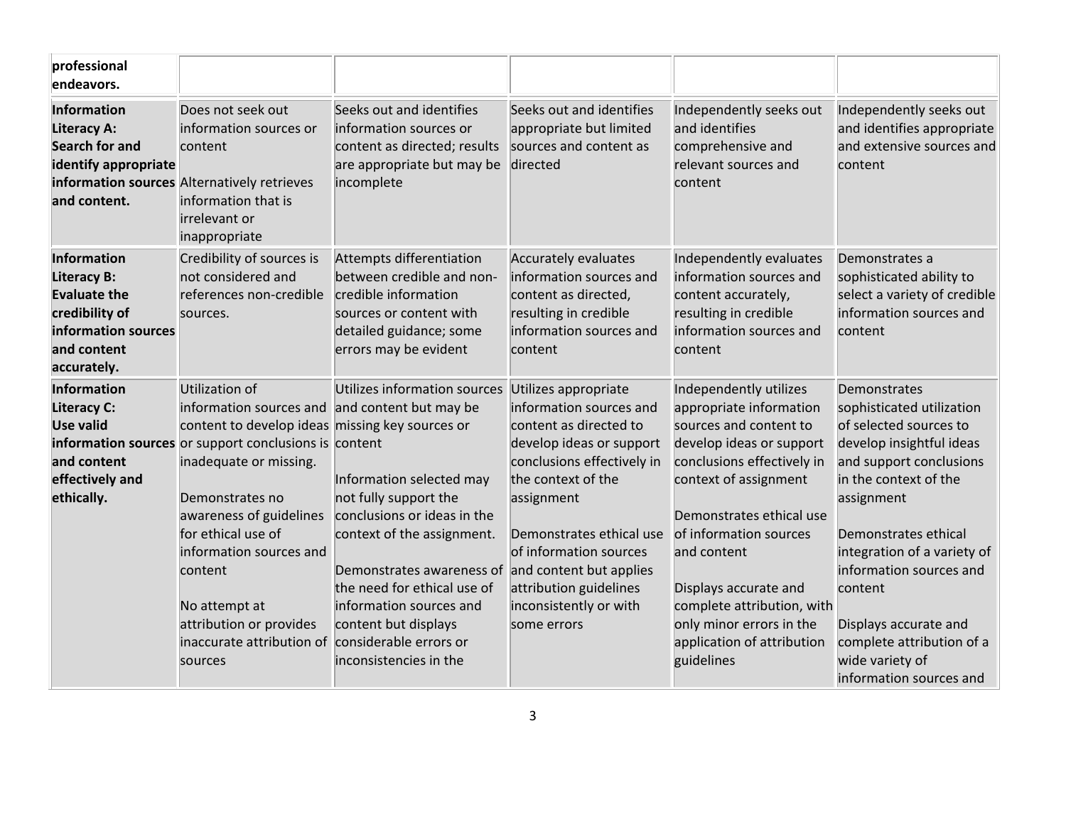| **professional endeavors.** | | | | | |
|---|---|---|---|---|---|
| **Information Literacy A: Search for and identify appropriate information sources and content.** | Does not seek out information sources or content<br><br>Alternatively retrieves information that is irrelevant or inappropriate | Seeks out and identifies information sources or content as directed; results are appropriate but may be incomplete | Seeks out and identifies appropriate but limited sources and content as directed | Independently seeks out and identifies comprehensive and relevant sources and content | Independently seeks out and identifies appropriate and extensive sources and content |
| **Information Literacy B: Evaluate the credibility of information sources and content accurately.** | Credibility of sources is not considered and references non-credible sources. | Attempts differentiation between credible and non-credible information sources or content with detailed guidance; some errors may be evident | Accurately evaluates information sources and content as directed, resulting in credible information sources and content | Independently evaluates information sources and content accurately, resulting in credible information sources and content | Demonstrates a sophisticated ability to select a variety of credible information sources and content |
| **Information Literacy C: Use valid information sources and content effectively and ethically.** | Utilization of information sources and content to develop ideas or support conclusions is inadequate or missing.<br><br>Demonstrates no awareness of guidelines for ethical use of information sources and content<br><br>No attempt at attribution or provides inaccurate attribution of sources | Utilizes information sources and content but may be missing key sources or content<br><br>Information selected may not fully support the conclusions or ideas in the context of the assignment.<br><br>Demonstrates awareness of the need for ethical use of information sources and content but displays considerable errors or inconsistencies in the | Utilizes appropriate information sources and content as directed to develop ideas or support conclusions effectively in the context of the assignment<br><br>Demonstrates ethical use of information sources and content but applies attribution guidelines inconsistently or with some errors | Independently utilizes appropriate information sources and content to develop ideas or support conclusions effectively in context of assignment<br><br>Demonstrates ethical use of information sources and content<br><br>Displays accurate and complete attribution, with only minor errors in the application of attribution guidelines | Demonstrates sophisticated utilization of selected sources to develop insightful ideas and support conclusions in the context of the assignment<br><br>Demonstrates ethical integration of a variety of information sources and content<br><br>Displays accurate and complete attribution of a wide variety of information sources and |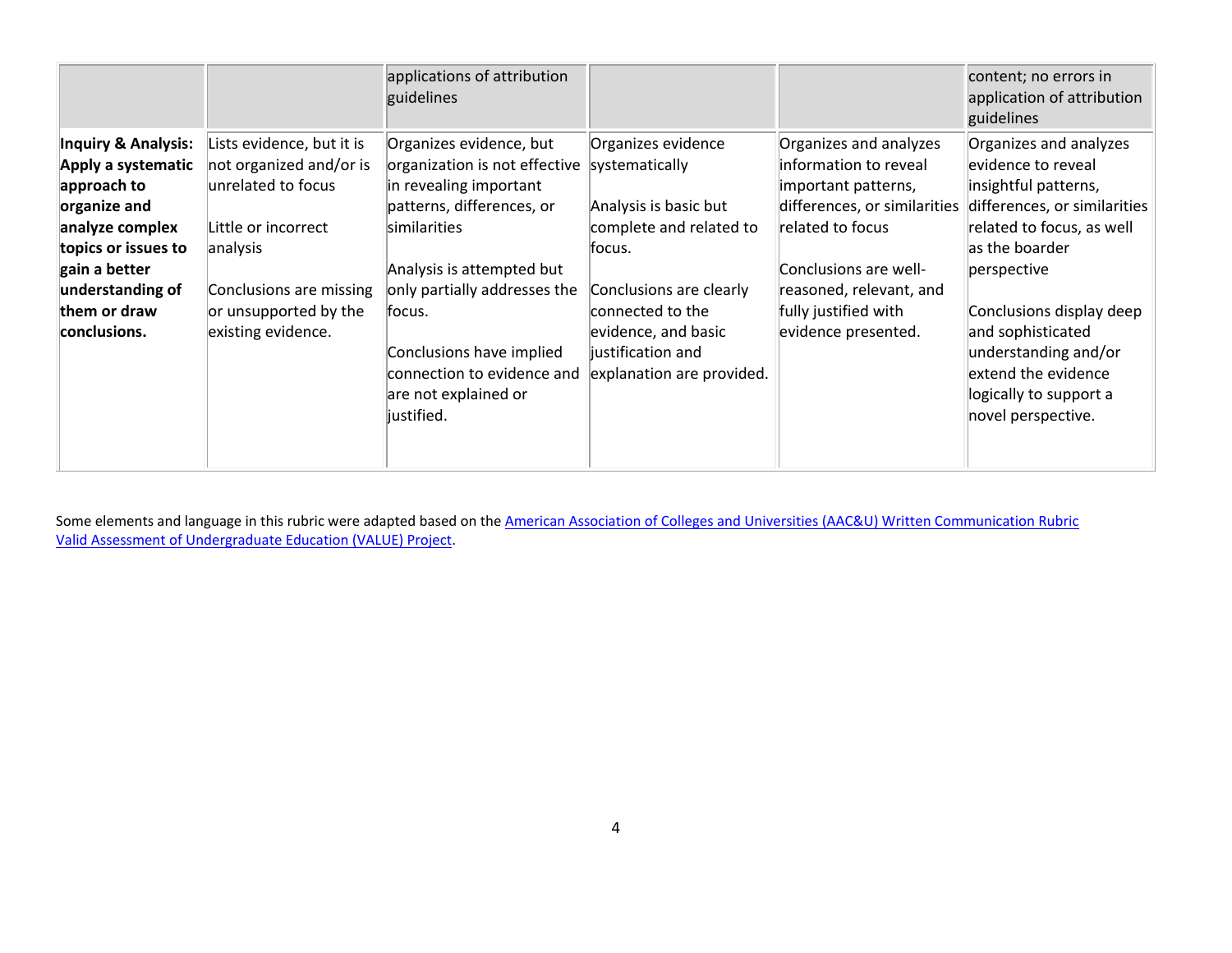| | | | | | |
|---|---|---|---|---|---|
| | | applications of attribution guidelines | | | content; no errors in application of attribution guidelines |
| **Inquiry & Analysis: Apply a systematic approach to organize and analyze complex topics or issues to gain a better understanding of them or draw conclusions.** | Lists evidence, but it is not organized and/or is unrelated to focus<br><br>Little or incorrect analysis<br><br>Conclusions are missing or unsupported by the existing evidence. | Organizes evidence, but organization is not effective in revealing important patterns, differences, or similarities<br><br>Analysis is attempted but only partially addresses the focus.<br><br>Conclusions have implied connection to evidence and are not explained or justified. | Organizes evidence systematically<br><br>Analysis is basic but complete and related to focus.<br><br>Conclusions are clearly connected to the evidence, and basic justification and explanation are provided. | Organizes and analyzes information to reveal important patterns, differences, or similarities related to focus<br><br>Conclusions are well-reasoned, relevant, and fully justified with evidence presented. | Organizes and analyzes evidence to reveal insightful patterns, differences, or similarities related to focus, as well as the boarder perspective<br><br>Conclusions display deep and sophisticated understanding and/or extend the evidence logically to support a novel perspective. |

Some elements and language in this rubric were adapted based on the [American Association of Colleges and Universities (AAC&U) Written Communication Rubric Valid Assessment of Undergraduate Education (VALUE) Project].